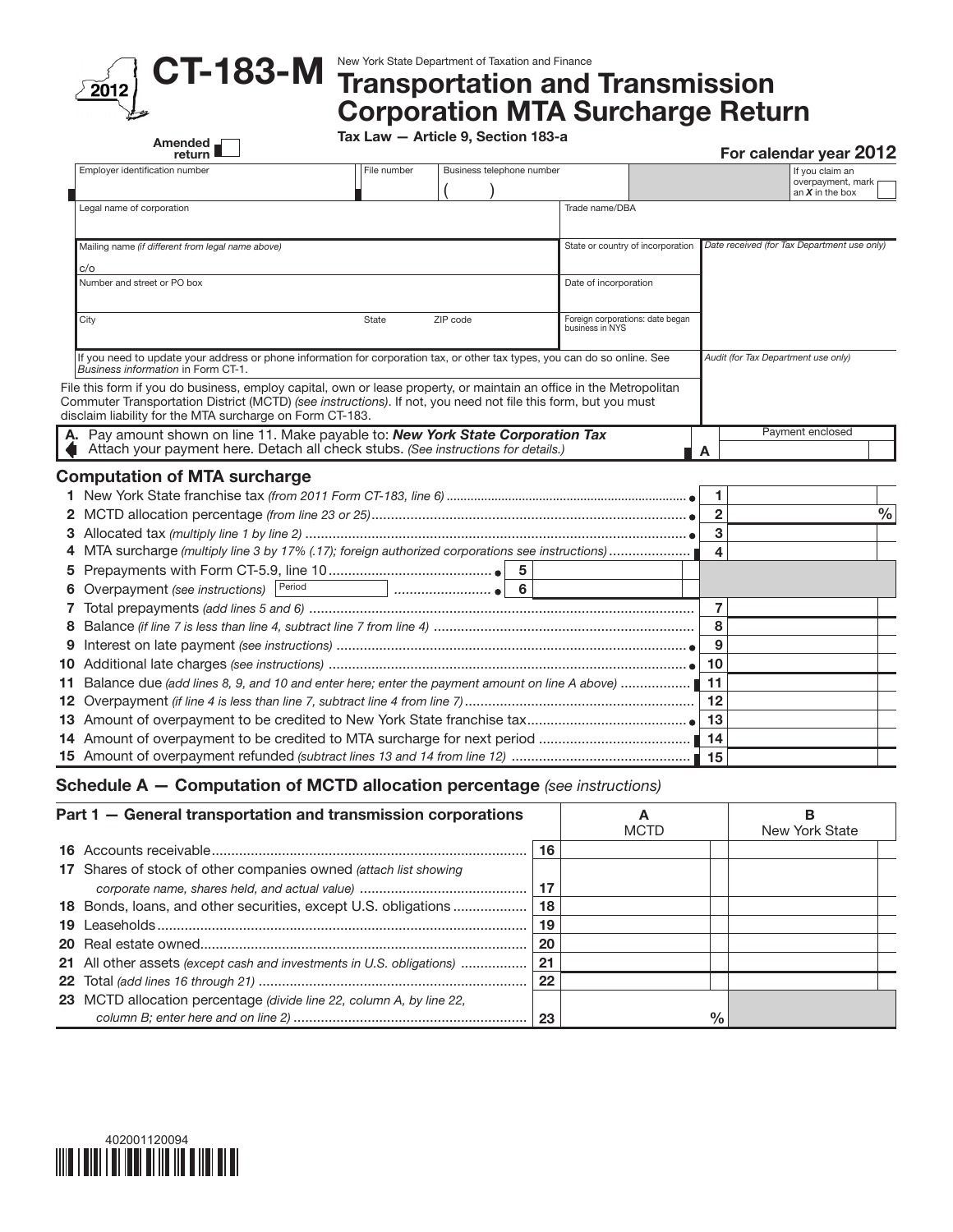# CT-183-M

2012

New York State Department of Taxation and Finance

## Transportation and Transmission Corporation MTA Surcharge Return

Tax Law — Article 9, Section 183-a

Amended return ☐

**For calendar year 2012**

| Employer identification number | File number | Business telephone number ( ) | | If you claim an overpayment, mark an *X* in the box ☐ |
|---|---|---|---|---|
| Legal name of corporation | | | Trade name/DBA | |
| Mailing name *(if different from legal name above)* c/o | | | State or country of incorporation | *Date received (for Tax Department use only)* |
| Number and street or PO box | | | Date of incorporation | |
| City | State | ZIP code | Foreign corporations: date began business in NYS | |
| If you need to update your address or phone information for corporation tax, or other tax types, you can do so online. See *Business information* in Form CT-1. | | | | *Audit (for Tax Department use only)* |

File this form if you do business, employ capital, own or lease property, or maintain an office in the Metropolitan Commuter Transportation District (MCTD) *(see instructions)*. If not, you need not file this form, but you must disclaim liability for the MTA surcharge on Form CT-183.

**A.** Pay amount shown on line 11. Make payable to: ***New York State Corporation Tax***
Attach your payment here. Detach all check stubs. *(See instructions for details.)* **A** Payment enclosed

### Computation of MTA surcharge

| | | | |
|---|---|---|---|
| **1** | New York State franchise tax *(from 2011 Form CT-183, line 6)* | 1 | |
| **2** | MCTD allocation percentage *(from line 23 or 25)* | 2 | % |
| **3** | Allocated tax *(multiply line 1 by line 2)* | 3 | |
| **4** | MTA surcharge *(multiply line 3 by 17% (.17); foreign authorized corporations see instructions)* | 4 | |
| **5** | Prepayments with Form CT-5.9, line 10 ..... 5 | | |
| **6** | Overpayment *(see instructions)* Period ..... 6 | | |
| **7** | Total prepayments *(add lines 5 and 6)* | 7 | |
| **8** | Balance *(if line 7 is less than line 4, subtract line 7 from line 4)* | 8 | |
| **9** | Interest on late payment *(see instructions)* | 9 | |
| **10** | Additional late charges *(see instructions)* | 10 | |
| **11** | Balance due *(add lines 8, 9, and 10 and enter here; enter the payment amount on line A above)* | 11 | |
| **12** | Overpayment *(if line 4 is less than line 7, subtract line 4 from line 7)* | 12 | |
| **13** | Amount of overpayment to be credited to New York State franchise tax | 13 | |
| **14** | Amount of overpayment to be credited to MTA surcharge for next period | 14 | |
| **15** | Amount of overpayment refunded *(subtract lines 13 and 14 from line 12)* | 15 | |

### Schedule A — Computation of MCTD allocation percentage *(see instructions)*

| Part 1 — General transportation and transmission corporations | | A MCTD | B New York State |
|---|---|---|---|
| **16** Accounts receivable | 16 | | |
| **17** Shares of stock of other companies owned *(attach list showing corporate name, shares held, and actual value)* | 17 | | |
| **18** Bonds, loans, and other securities, except U.S. obligations | 18 | | |
| **19** Leaseholds | 19 | | |
| **20** Real estate owned | 20 | | |
| **21** All other assets *(except cash and investments in U.S. obligations)* | 21 | | |
| **22** Total *(add lines 16 through 21)* | 22 | | |
| **23** MCTD allocation percentage *(divide line 22, column A, by line 22, column B; enter here and on line 2)* | 23 | % | |

402001120094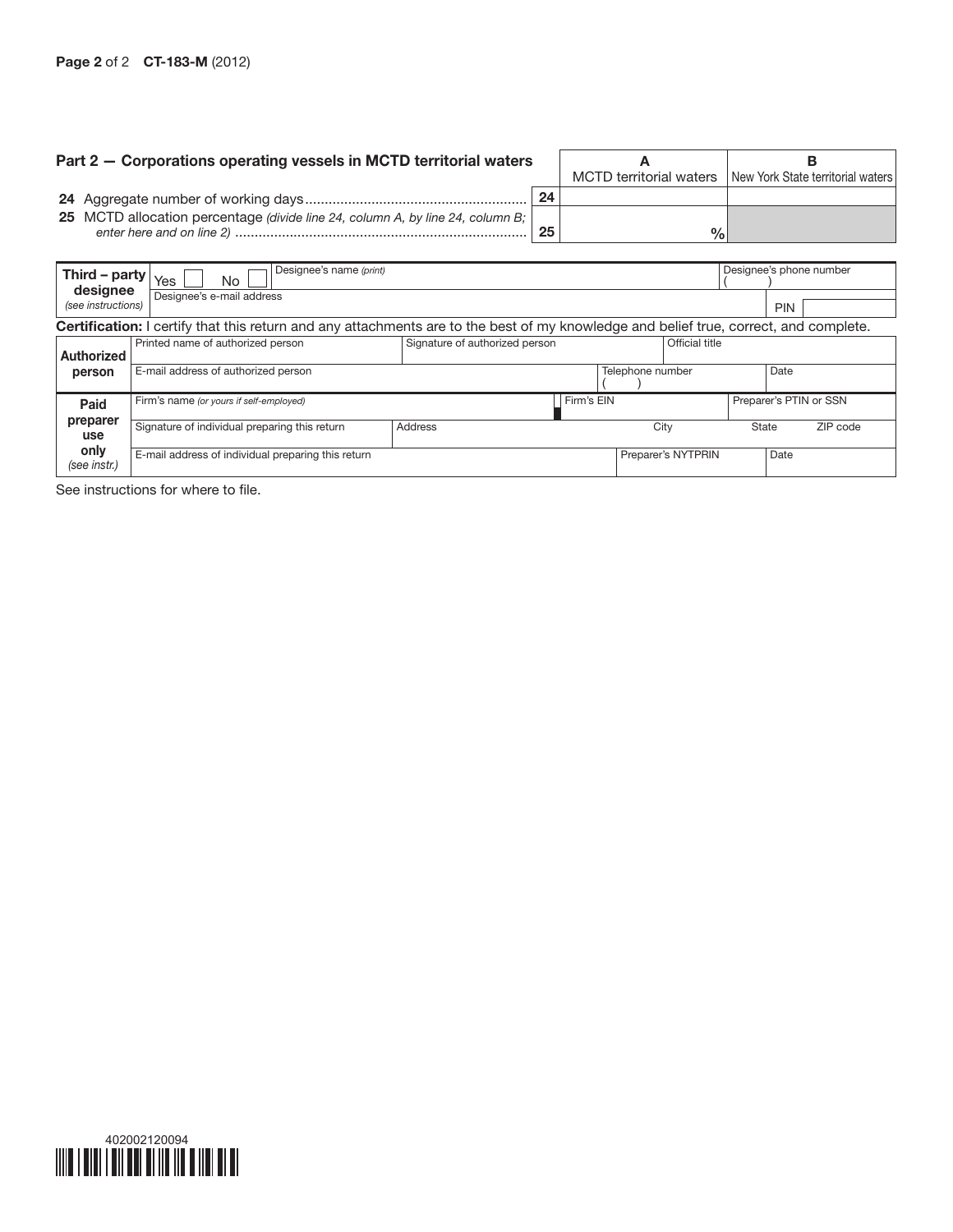## Part 2 — Corporations operating vessels in MCTD territorial waters

| | | A MCTD territorial waters | B New York State territorial waters |
|---|---|---|---|
| **24** Aggregate number of working days | 24 | | |
| **25** MCTD allocation percentage *(divide line 24, column A, by line 24, column B; enter here and on line 2)* | 25 | % | |

| | | | |
|---|---|---|---|
| **Third – party designee** *(see instructions)* | Yes ☐ No ☐ | Designee's name *(print)* | Designee's phone number ( ) |
| | Designee's e-mail address | | PIN |

**Certification:** I certify that this return and any attachments are to the best of my knowledge and belief true, correct, and complete.

| | | | | |
|---|---|---|---|---|
| **Authorized person** | Printed name of authorized person | Signature of authorized person | Official title | |
| | E-mail address of authorized person | | Telephone number ( ) | Date |

| | | | | | | |
|---|---|---|---|---|---|---|
| **Paid preparer use only** *(see instr.)* | Firm's name *(or yours if self-employed)* | | Firm's EIN | Preparer's PTIN or SSN | | |
| | Signature of individual preparing this return | Address | City | State | ZIP code | |
| | E-mail address of individual preparing this return | | Preparer's NYTPRIN | Date | | |

See instructions for where to file.

402002120094